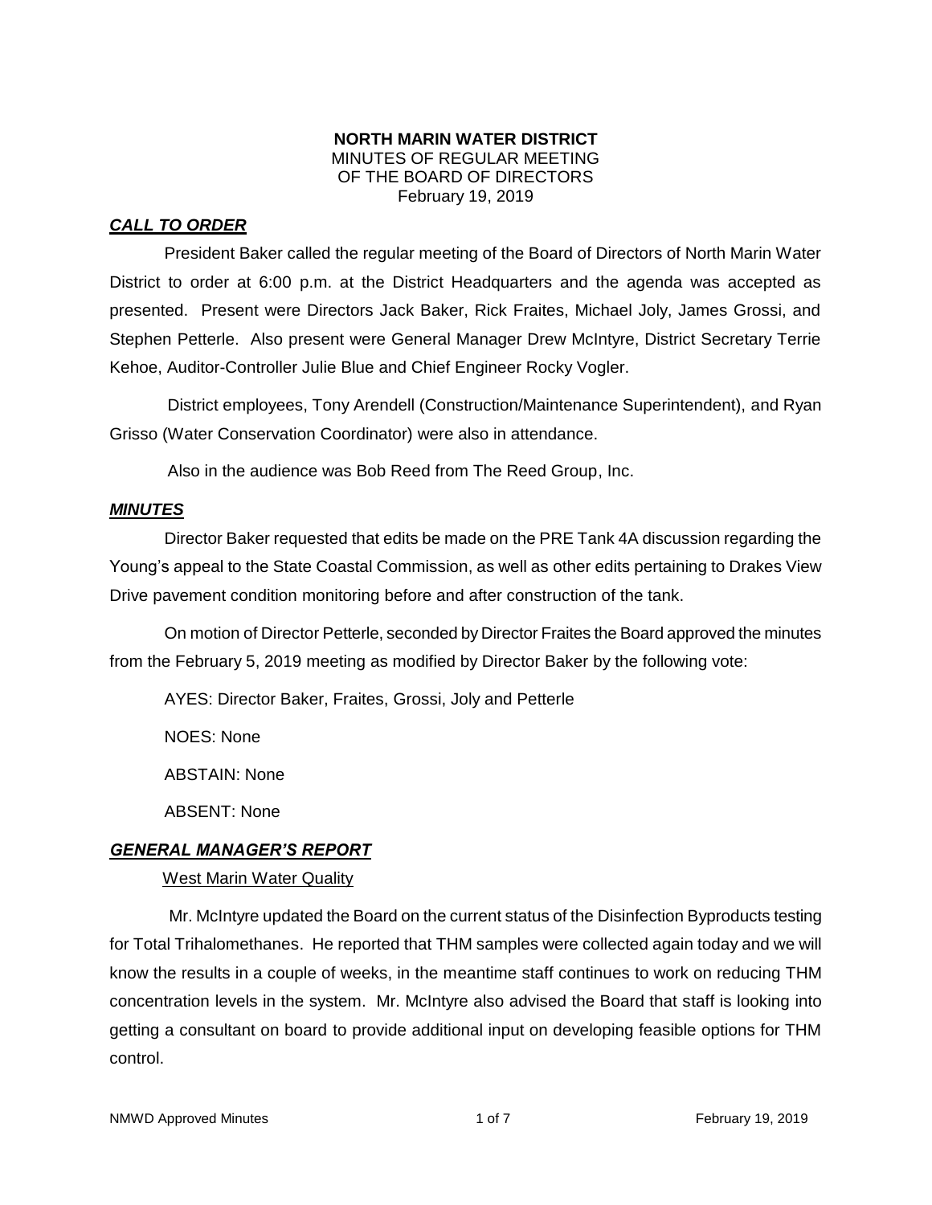# NORTH MARIN WATER DISTRICT

MINUTES OF REGULAR MEETING
OF THE BOARD OF DIRECTORS
February 19, 2019

## ***CALL TO ORDER***

President Baker called the regular meeting of the Board of Directors of North Marin Water District to order at 6:00 p.m. at the District Headquarters and the agenda was accepted as presented. Present were Directors Jack Baker, Rick Fraites, Michael Joly, James Grossi, and Stephen Petterle. Also present were General Manager Drew McIntyre, District Secretary Terrie Kehoe, Auditor-Controller Julie Blue and Chief Engineer Rocky Vogler.

District employees, Tony Arendell (Construction/Maintenance Superintendent), and Ryan Grisso (Water Conservation Coordinator) were also in attendance.

Also in the audience was Bob Reed from The Reed Group, Inc.

## ***MINUTES***

Director Baker requested that edits be made on the PRE Tank 4A discussion regarding the Young's appeal to the State Coastal Commission, as well as other edits pertaining to Drakes View Drive pavement condition monitoring before and after construction of the tank.

On motion of Director Petterle, seconded by Director Fraites the Board approved the minutes from the February 5, 2019 meeting as modified by Director Baker by the following vote:

AYES: Director Baker, Fraites, Grossi, Joly and Petterle

NOES: None

ABSTAIN: None

ABSENT: None

## ***GENERAL MANAGER'S REPORT***

### West Marin Water Quality

Mr. McIntyre updated the Board on the current status of the Disinfection Byproducts testing for Total Trihalomethanes. He reported that THM samples were collected again today and we will know the results in a couple of weeks, in the meantime staff continues to work on reducing THM concentration levels in the system. Mr. McIntyre also advised the Board that staff is looking into getting a consultant on board to provide additional input on developing feasible options for THM control.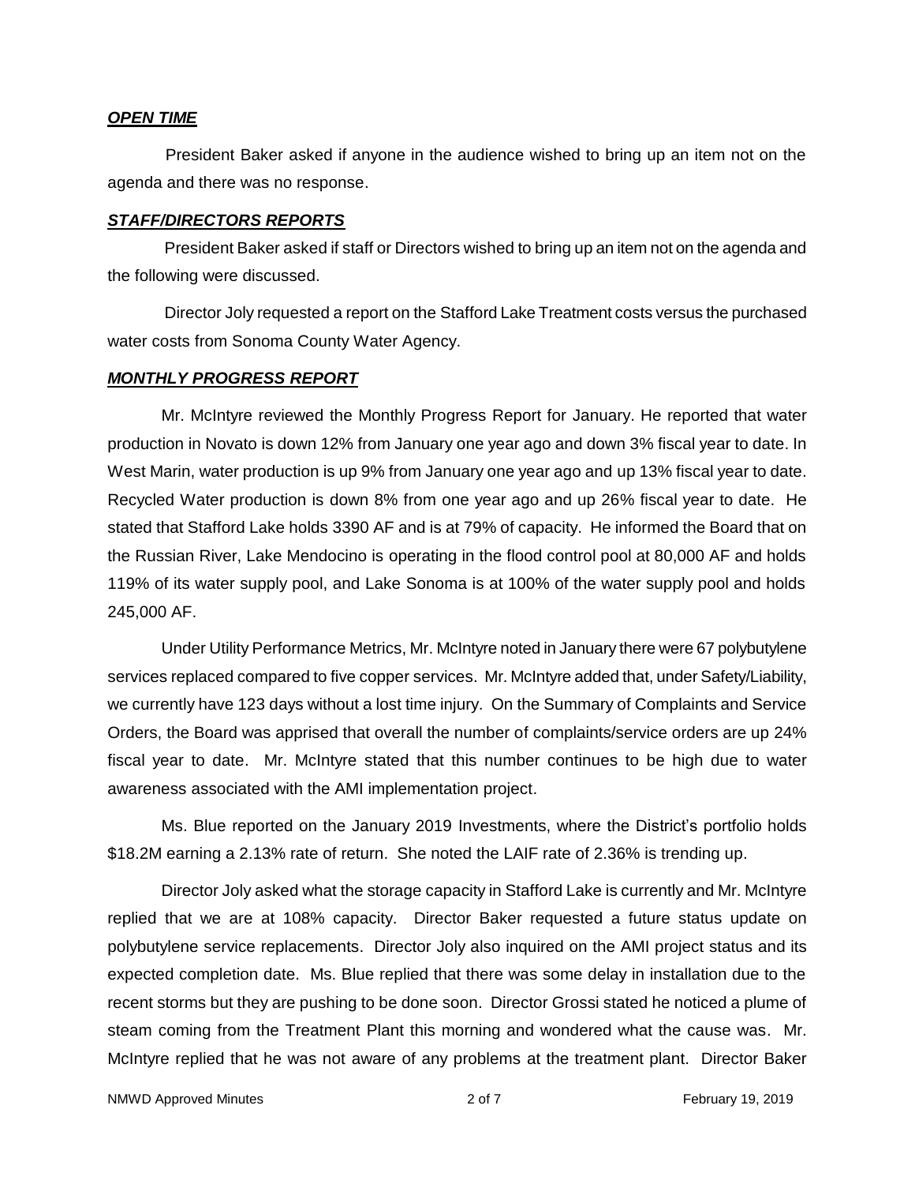***OPEN TIME***

President Baker asked if anyone in the audience wished to bring up an item not on the agenda and there was no response.

***STAFF/DIRECTORS REPORTS***

President Baker asked if staff or Directors wished to bring up an item not on the agenda and the following were discussed.

Director Joly requested a report on the Stafford Lake Treatment costs versus the purchased water costs from Sonoma County Water Agency.

***MONTHLY PROGRESS REPORT***

Mr. McIntyre reviewed the Monthly Progress Report for January. He reported that water production in Novato is down 12% from January one year ago and down 3% fiscal year to date. In West Marin, water production is up 9% from January one year ago and up 13% fiscal year to date. Recycled Water production is down 8% from one year ago and up 26% fiscal year to date. He stated that Stafford Lake holds 3390 AF and is at 79% of capacity. He informed the Board that on the Russian River, Lake Mendocino is operating in the flood control pool at 80,000 AF and holds 119% of its water supply pool, and Lake Sonoma is at 100% of the water supply pool and holds 245,000 AF.

Under Utility Performance Metrics, Mr. McIntyre noted in January there were 67 polybutylene services replaced compared to five copper services. Mr. McIntyre added that, under Safety/Liability, we currently have 123 days without a lost time injury. On the Summary of Complaints and Service Orders, the Board was apprised that overall the number of complaints/service orders are up 24% fiscal year to date. Mr. McIntyre stated that this number continues to be high due to water awareness associated with the AMI implementation project.

Ms. Blue reported on the January 2019 Investments, where the District's portfolio holds $18.2M earning a 2.13% rate of return. She noted the LAIF rate of 2.36% is trending up.

Director Joly asked what the storage capacity in Stafford Lake is currently and Mr. McIntyre replied that we are at 108% capacity. Director Baker requested a future status update on polybutylene service replacements. Director Joly also inquired on the AMI project status and its expected completion date. Ms. Blue replied that there was some delay in installation due to the recent storms but they are pushing to be done soon. Director Grossi stated he noticed a plume of steam coming from the Treatment Plant this morning and wondered what the cause was. Mr. McIntyre replied that he was not aware of any problems at the treatment plant. Director Baker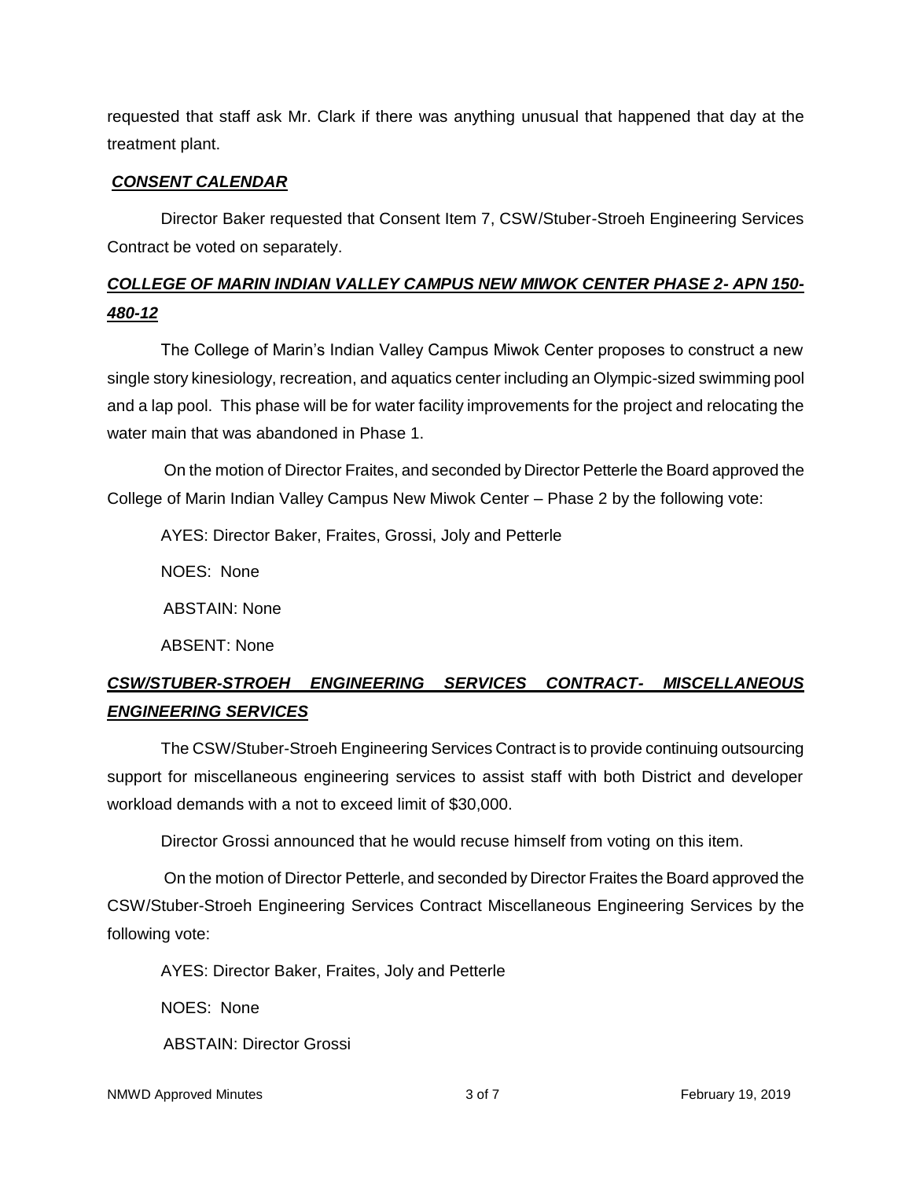requested that staff ask Mr. Clark if there was anything unusual that happened that day at the treatment plant.

***CONSENT CALENDAR***

Director Baker requested that Consent Item 7, CSW/Stuber-Stroeh Engineering Services Contract be voted on separately.

***COLLEGE OF MARIN INDIAN VALLEY CAMPUS NEW MIWOK CENTER PHASE 2- APN 150-480-12***

The College of Marin's Indian Valley Campus Miwok Center proposes to construct a new single story kinesiology, recreation, and aquatics center including an Olympic-sized swimming pool and a lap pool. This phase will be for water facility improvements for the project and relocating the water main that was abandoned in Phase 1.

On the motion of Director Fraites, and seconded by Director Petterle the Board approved the College of Marin Indian Valley Campus New Miwok Center – Phase 2 by the following vote:

AYES: Director Baker, Fraites, Grossi, Joly and Petterle

NOES: None

ABSTAIN: None

ABSENT: None

***CSW/STUBER-STROEH ENGINEERING SERVICES CONTRACT- MISCELLANEOUS ENGINEERING SERVICES***

The CSW/Stuber-Stroeh Engineering Services Contract is to provide continuing outsourcing support for miscellaneous engineering services to assist staff with both District and developer workload demands with a not to exceed limit of $30,000.

Director Grossi announced that he would recuse himself from voting on this item.

On the motion of Director Petterle, and seconded by Director Fraites the Board approved the CSW/Stuber-Stroeh Engineering Services Contract Miscellaneous Engineering Services by the following vote:

AYES: Director Baker, Fraites, Joly and Petterle

NOES: None

ABSTAIN: Director Grossi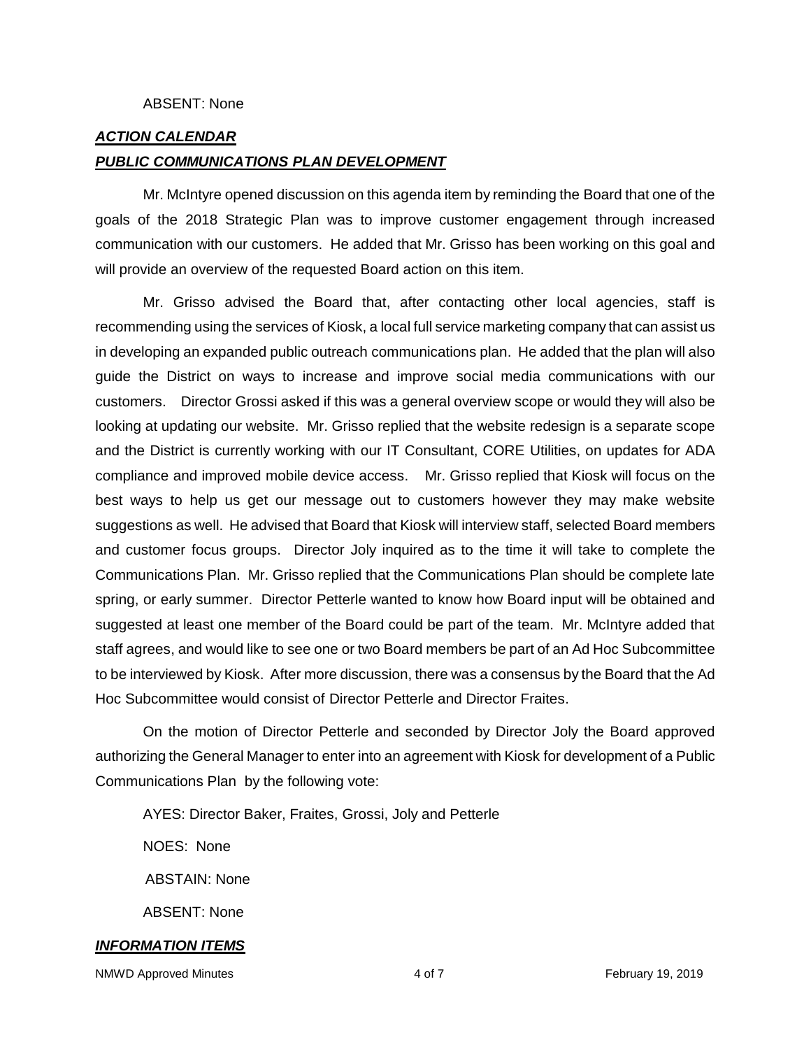ABSENT: None

## ***ACTION CALENDAR***

## ***PUBLIC COMMUNICATIONS PLAN DEVELOPMENT***

Mr. McIntyre opened discussion on this agenda item by reminding the Board that one of the goals of the 2018 Strategic Plan was to improve customer engagement through increased communication with our customers. He added that Mr. Grisso has been working on this goal and will provide an overview of the requested Board action on this item.

Mr. Grisso advised the Board that, after contacting other local agencies, staff is recommending using the services of Kiosk, a local full service marketing company that can assist us in developing an expanded public outreach communications plan. He added that the plan will also guide the District on ways to increase and improve social media communications with our customers. Director Grossi asked if this was a general overview scope or would they will also be looking at updating our website. Mr. Grisso replied that the website redesign is a separate scope and the District is currently working with our IT Consultant, CORE Utilities, on updates for ADA compliance and improved mobile device access. Mr. Grisso replied that Kiosk will focus on the best ways to help us get our message out to customers however they may make website suggestions as well. He advised that Board that Kiosk will interview staff, selected Board members and customer focus groups. Director Joly inquired as to the time it will take to complete the Communications Plan. Mr. Grisso replied that the Communications Plan should be complete late spring, or early summer. Director Petterle wanted to know how Board input will be obtained and suggested at least one member of the Board could be part of the team. Mr. McIntyre added that staff agrees, and would like to see one or two Board members be part of an Ad Hoc Subcommittee to be interviewed by Kiosk. After more discussion, there was a consensus by the Board that the Ad Hoc Subcommittee would consist of Director Petterle and Director Fraites.

On the motion of Director Petterle and seconded by Director Joly the Board approved authorizing the General Manager to enter into an agreement with Kiosk for development of a Public Communications Plan by the following vote:

AYES: Director Baker, Fraites, Grossi, Joly and Petterle

NOES: None

ABSTAIN: None

ABSENT: None

## ***INFORMATION ITEMS***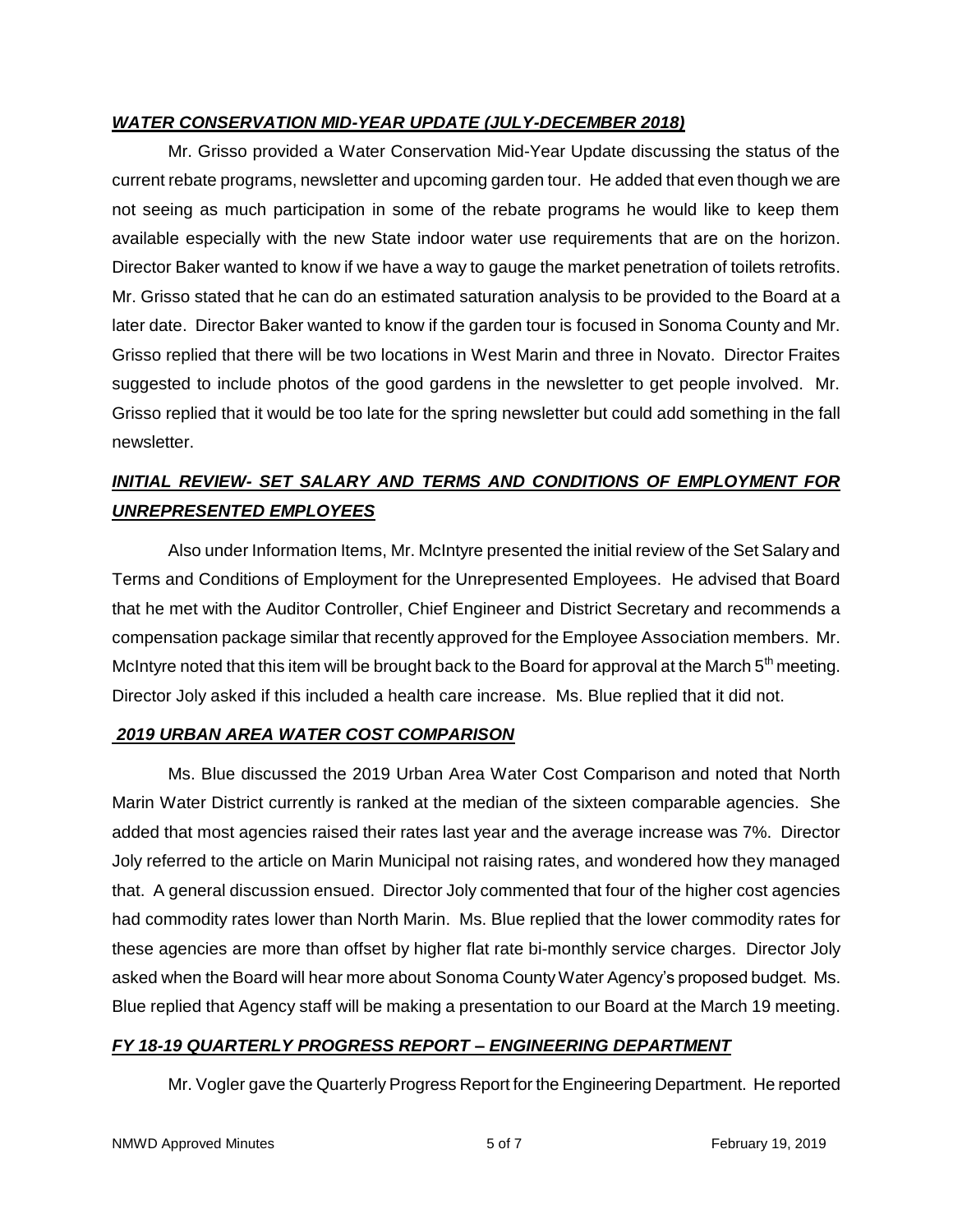***WATER CONSERVATION MID-YEAR UPDATE (JULY-DECEMBER 2018)***

Mr. Grisso provided a Water Conservation Mid-Year Update discussing the status of the current rebate programs, newsletter and upcoming garden tour. He added that even though we are not seeing as much participation in some of the rebate programs he would like to keep them available especially with the new State indoor water use requirements that are on the horizon. Director Baker wanted to know if we have a way to gauge the market penetration of toilets retrofits. Mr. Grisso stated that he can do an estimated saturation analysis to be provided to the Board at a later date. Director Baker wanted to know if the garden tour is focused in Sonoma County and Mr. Grisso replied that there will be two locations in West Marin and three in Novato. Director Fraites suggested to include photos of the good gardens in the newsletter to get people involved. Mr. Grisso replied that it would be too late for the spring newsletter but could add something in the fall newsletter.

***INITIAL REVIEW- SET SALARY AND TERMS AND CONDITIONS OF EMPLOYMENT FOR UNREPRESENTED EMPLOYEES***

Also under Information Items, Mr. McIntyre presented the initial review of the Set Salary and Terms and Conditions of Employment for the Unrepresented Employees. He advised that Board that he met with the Auditor Controller, Chief Engineer and District Secretary and recommends a compensation package similar that recently approved for the Employee Association members. Mr. McIntyre noted that this item will be brought back to the Board for approval at the March 5th meeting. Director Joly asked if this included a health care increase. Ms. Blue replied that it did not.

***2019 URBAN AREA WATER COST COMPARISON***

Ms. Blue discussed the 2019 Urban Area Water Cost Comparison and noted that North Marin Water District currently is ranked at the median of the sixteen comparable agencies. She added that most agencies raised their rates last year and the average increase was 7%. Director Joly referred to the article on Marin Municipal not raising rates, and wondered how they managed that. A general discussion ensued. Director Joly commented that four of the higher cost agencies had commodity rates lower than North Marin. Ms. Blue replied that the lower commodity rates for these agencies are more than offset by higher flat rate bi-monthly service charges. Director Joly asked when the Board will hear more about Sonoma County Water Agency's proposed budget. Ms. Blue replied that Agency staff will be making a presentation to our Board at the March 19 meeting.

***FY 18-19 QUARTERLY PROGRESS REPORT – ENGINEERING DEPARTMENT***

Mr. Vogler gave the Quarterly Progress Report for the Engineering Department. He reported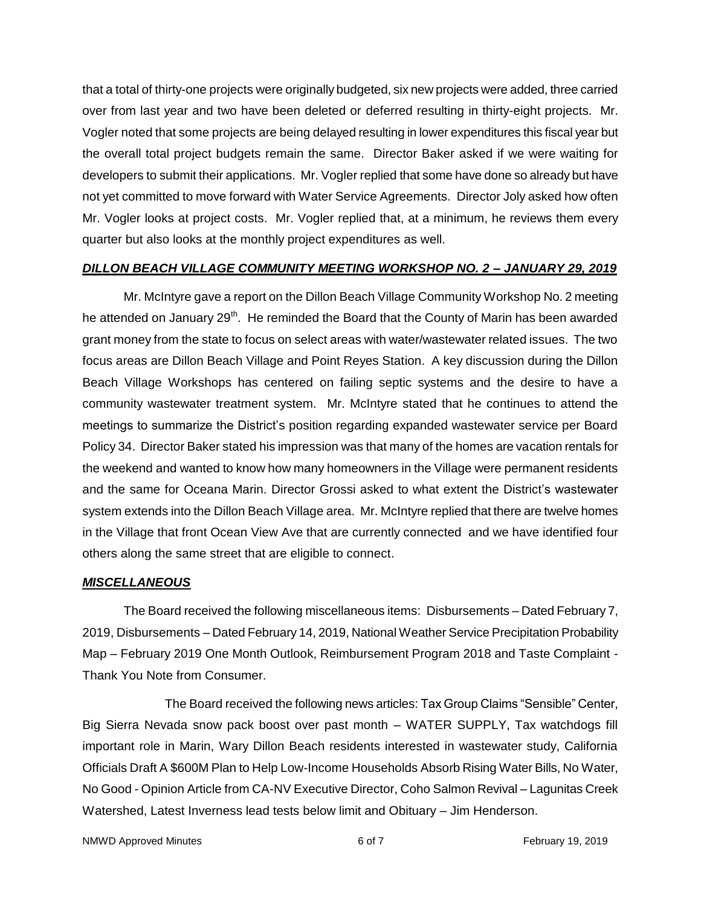that a total of thirty-one projects were originally budgeted, six new projects were added, three carried over from last year and two have been deleted or deferred resulting in thirty-eight projects. Mr. Vogler noted that some projects are being delayed resulting in lower expenditures this fiscal year but the overall total project budgets remain the same. Director Baker asked if we were waiting for developers to submit their applications. Mr. Vogler replied that some have done so already but have not yet committed to move forward with Water Service Agreements. Director Joly asked how often Mr. Vogler looks at project costs. Mr. Vogler replied that, at a minimum, he reviews them every quarter but also looks at the monthly project expenditures as well.

***DILLON BEACH VILLAGE COMMUNITY MEETING WORKSHOP NO. 2 – JANUARY 29, 2019***

Mr. McIntyre gave a report on the Dillon Beach Village Community Workshop No. 2 meeting he attended on January 29th. He reminded the Board that the County of Marin has been awarded grant money from the state to focus on select areas with water/wastewater related issues. The two focus areas are Dillon Beach Village and Point Reyes Station. A key discussion during the Dillon Beach Village Workshops has centered on failing septic systems and the desire to have a community wastewater treatment system. Mr. McIntyre stated that he continues to attend the meetings to summarize the District's position regarding expanded wastewater service per Board Policy 34. Director Baker stated his impression was that many of the homes are vacation rentals for the weekend and wanted to know how many homeowners in the Village were permanent residents and the same for Oceana Marin. Director Grossi asked to what extent the District's wastewater system extends into the Dillon Beach Village area. Mr. McIntyre replied that there are twelve homes in the Village that front Ocean View Ave that are currently connected and we have identified four others along the same street that are eligible to connect.

***MISCELLANEOUS***

The Board received the following miscellaneous items: Disbursements – Dated February 7, 2019, Disbursements – Dated February 14, 2019, National Weather Service Precipitation Probability Map – February 2019 One Month Outlook, Reimbursement Program 2018 and Taste Complaint - Thank You Note from Consumer.

The Board received the following news articles: Tax Group Claims "Sensible" Center, Big Sierra Nevada snow pack boost over past month – WATER SUPPLY, Tax watchdogs fill important role in Marin, Wary Dillon Beach residents interested in wastewater study, California Officials Draft A $600M Plan to Help Low-Income Households Absorb Rising Water Bills, No Water, No Good - Opinion Article from CA-NV Executive Director, Coho Salmon Revival – Lagunitas Creek Watershed, Latest Inverness lead tests below limit and Obituary – Jim Henderson.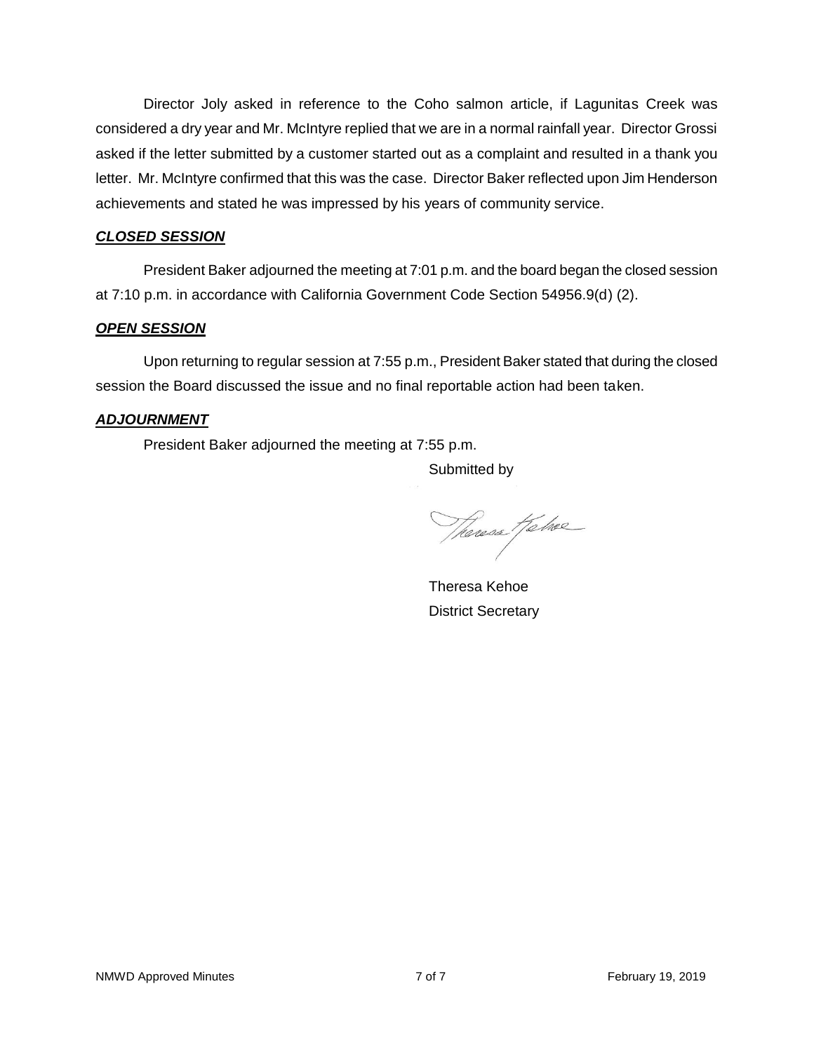Director Joly asked in reference to the Coho salmon article, if Lagunitas Creek was considered a dry year and Mr. McIntyre replied that we are in a normal rainfall year. Director Grossi asked if the letter submitted by a customer started out as a complaint and resulted in a thank you letter. Mr. McIntyre confirmed that this was the case. Director Baker reflected upon Jim Henderson achievements and stated he was impressed by his years of community service.

***CLOSED SESSION***

President Baker adjourned the meeting at 7:01 p.m. and the board began the closed session at 7:10 p.m. in accordance with California Government Code Section 54956.9(d) (2).

***OPEN SESSION***

Upon returning to regular session at 7:55 p.m., President Baker stated that during the closed session the Board discussed the issue and no final reportable action had been taken.

***ADJOURNMENT***

President Baker adjourned the meeting at 7:55 p.m.

Submitted by

Theresa Kehoe
District Secretary